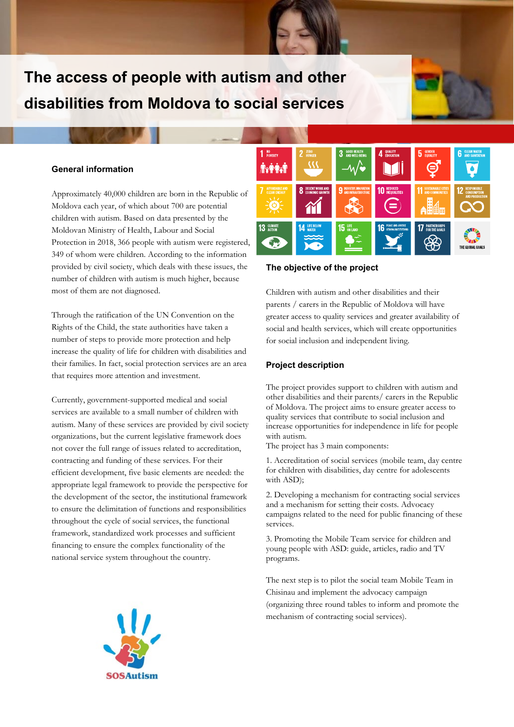# The access of people with autism and other disabilities from Moldova to social services

## General information

Approximately 40,000 children are born in the Republic of Moldova each year, of which about 700 are potential children with autism. Based on data presented by the Moldovan Ministry of Health, Labour and Social Protection in 2018, 366 people with autism were registered, 349 of whom were children. According to the information provided by civil society, which deals with these issues, the number of children with autism is much higher, because most of them are not diagnosed.

Through the ratification of the UN Convention on the Rights of the Child, the state authorities have taken a number of steps to provide more protection and help increase the quality of life for children with disabilities and their families. In fact, social protection services are an area that requires more attention and investment.

Currently, government-supported medical and social services are available to a small number of children with autism. Many of these services are provided by civil society organizations, but the current legislative framework does not cover the full range of issues related to accreditation, contracting and funding of these services. For their efficient development, five basic elements are needed: the appropriate legal framework to provide the perspective for the development of the sector, the institutional framework to ensure the delimitation of functions and responsibilities throughout the cycle of social services, the functional framework, standardized work processes and sufficient financing to ensure the complex functionality of the national service system throughout the country.

SOSAutism

## The objective of the project

Children with autism and other disabilities and their parents / carers in the Republic of Moldova will have greater access to quality services and greater availability of social and health services, which will create opportunities for social inclusion and independent living.

## Project description

The project provides support to children with autism and other disabilities and their parents/ carers in the Republic of Moldova. The project aims to ensure greater access to quality services that contribute to social inclusion and increase opportunities for independence in life for people with autism.
The project has 3 main components:

1. Accreditation of social services (mobile team, day centre for children with disabilities, day centre for adolescents with ASD);

2. Developing a mechanism for contracting social services and a mechanism for setting their costs. Advocacy campaigns related to the need for public financing of these services.

3. Promoting the Mobile Team service for children and young people with ASD: guide, articles, radio and TV programs.

The next step is to pilot the social team Mobile Team in Chisinau and implement the advocacy campaign (organizing three round tables to inform and promote the mechanism of contracting social services).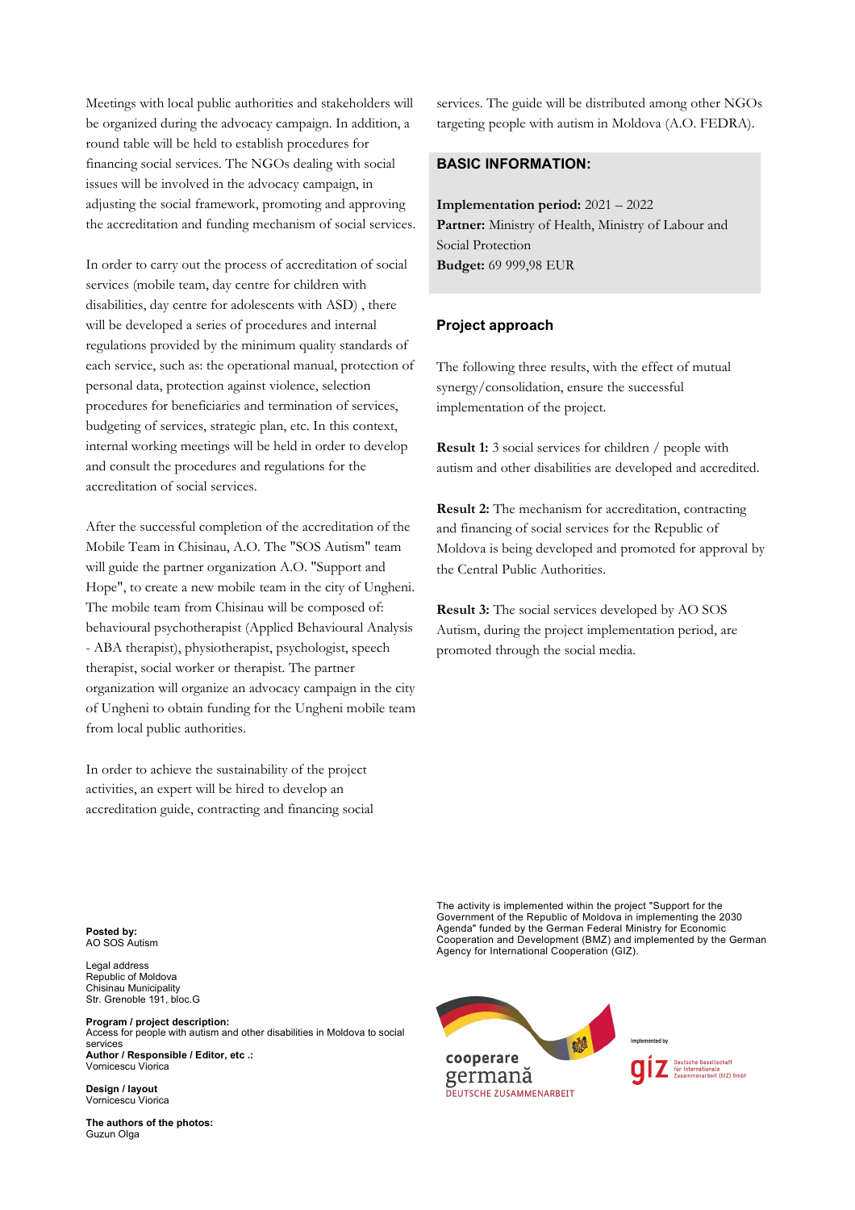Meetings with local public authorities and stakeholders will be organized during the advocacy campaign. In addition, a round table will be held to establish procedures for financing social services. The NGOs dealing with social issues will be involved in the advocacy campaign, in adjusting the social framework, promoting and approving the accreditation and funding mechanism of social services.

In order to carry out the process of accreditation of social services (mobile team, day centre for children with disabilities, day centre for adolescents with ASD) , there will be developed a series of procedures and internal regulations provided by the minimum quality standards of each service, such as: the operational manual, protection of personal data, protection against violence, selection procedures for beneficiaries and termination of services, budgeting of services, strategic plan, etc. In this context, internal working meetings will be held in order to develop and consult the procedures and regulations for the accreditation of social services.

After the successful completion of the accreditation of the Mobile Team in Chisinau, A.O. The "SOS Autism" team will guide the partner organization A.O. "Support and Hope", to create a new mobile team in the city of Ungheni. The mobile team from Chisinau will be composed of: behavioural psychotherapist (Applied Behavioural Analysis - ABA therapist), physiotherapist, psychologist, speech therapist, social worker or therapist. The partner organization will organize an advocacy campaign in the city of Ungheni to obtain funding for the Ungheni mobile team from local public authorities.

In order to achieve the sustainability of the project activities, an expert will be hired to develop an accreditation guide, contracting and financing social services. The guide will be distributed among other NGOs targeting people with autism in Moldova (A.O. FEDRA).

## BASIC INFORMATION:

**Implementation period:** 2021 – 2022
**Partner:** Ministry of Health, Ministry of Labour and Social Protection
**Budget:** 69 999,98 EUR

### Project approach

The following three results, with the effect of mutual synergy/consolidation, ensure the successful implementation of the project.

**Result 1:** 3 social services for children / people with autism and other disabilities are developed and accredited.

**Result 2:** The mechanism for accreditation, contracting and financing of social services for the Republic of Moldova is being developed and promoted for approval by the Central Public Authorities.

**Result 3:** The social services developed by AO SOS Autism, during the project implementation period, are promoted through the social media.

**Posted by:**
AO SOS Autism

Legal address
Republic of Moldova
Chisinau Municipality
Str. Grenoble 191, bloc.G

**Program / project description:**
Access for people with autism and other disabilities in Moldova to social services
**Author / Responsible / Editor, etc .:**
Vornicescu Viorica

**Design / layout**
Vornicescu Viorica

**The authors of the photos:**
Guzun Olga

The activity is implemented within the project "Support for the Government of the Republic of Moldova in implementing the 2030 Agenda" funded by the German Federal Ministry for Economic Cooperation and Development (BMZ) and implemented by the German Agency for International Cooperation (GIZ).

cooperare germană
DEUTSCHE ZUSAMMENARBEIT

Implemented by
giz Deutsche Gesellschaft für Internationale Zusammenarbeit (GIZ) GmbH